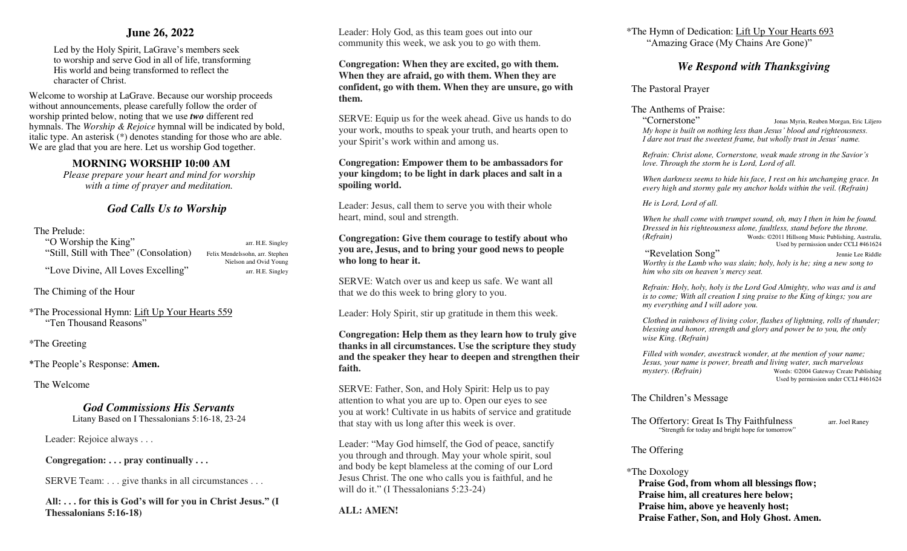## June 26, 2022

Led by the Holy Spirit, LaGrave's members seek to worship and serve God in all of life, transforming His world and being transformed to reflect the character of Christ.

Welcome to worship at LaGrave. Because our worship proceeds without announcements, please carefully follow the order of worship printed below, noting that we use ***two*** different red hymnals. The *Worship & Rejoice* hymnal will be indicated by bold, italic type. An asterisk (*) denotes standing for those who are able. We are glad that you are here. Let us worship God together.

### MORNING WORSHIP 10:00 AM

*Please prepare your heart and mind for worship with a time of prayer and meditation.*

### *God Calls Us to Worship*

The Prelude:
"O Worship the King" — arr. H.E. Singley
"Still, Still with Thee" (Consolation) — Felix Mendelssohn, arr. Stephen Nielson and Ovid Young
"Love Divine, All Loves Excelling" — arr. H.E. Singley

The Chiming of the Hour

*The Processional Hymn: Lift Up Your Hearts 559
"Ten Thousand Reasons"

*The Greeting

*The People's Response: **Amen.**

The Welcome

### *God Commissions His Servants*

Litany Based on I Thessalonians 5:16-18, 23-24

Leader: Rejoice always . . .

**Congregation: . . . pray continually . . .**

SERVE Team: . . . give thanks in all circumstances . . .

**All: . . . for this is God's will for you in Christ Jesus." (I Thessalonians 5:16-18)**

Leader: Holy God, as this team goes out into our community this week, we ask you to go with them.

**Congregation: When they are excited, go with them. When they are afraid, go with them. When they are confident, go with them. When they are unsure, go with them.**

SERVE: Equip us for the week ahead. Give us hands to do your work, mouths to speak your truth, and hearts open to your Spirit's work within and among us.

**Congregation: Empower them to be ambassadors for your kingdom; to be light in dark places and salt in a spoiling world.**

Leader: Jesus, call them to serve you with their whole heart, mind, soul and strength.

**Congregation: Give them courage to testify about who you are, Jesus, and to bring your good news to people who long to hear it.**

SERVE: Watch over us and keep us safe. We want all that we do this week to bring glory to you.

Leader: Holy Spirit, stir up gratitude in them this week.

**Congregation: Help them as they learn how to truly give thanks in all circumstances. Use the scripture they study and the speaker they hear to deepen and strengthen their faith.**

SERVE: Father, Son, and Holy Spirit: Help us to pay attention to what you are up to. Open our eyes to see you at work! Cultivate in us habits of service and gratitude that stay with us long after this week is over.

Leader: "May God himself, the God of peace, sanctify you through and through. May your whole spirit, soul and body be kept blameless at the coming of our Lord Jesus Christ. The one who calls you is faithful, and he will do it." (I Thessalonians 5:23-24)

**ALL: AMEN!**

*The Hymn of Dedication: Lift Up Your Hearts 693
"Amazing Grace (My Chains Are Gone)"

### *We Respond with Thanksgiving*

The Pastoral Prayer

The Anthems of Praise:

"Cornerstone" — Jonas Myrin, Reuben Morgan, Eric Liljero

*My hope is built on nothing less than Jesus' blood and righteousness. I dare not trust the sweetest frame, but wholly trust in Jesus' name.*

*Refrain: Christ alone, Cornerstone, weak made strong in the Savior's love. Through the storm he is Lord, Lord of all.*

*When darkness seems to hide his face, I rest on his unchanging grace. In every high and stormy gale my anchor holds within the veil. (Refrain)*

*He is Lord, Lord of all.*

*When he shall come with trumpet sound, oh, may I then in him be found. Dressed in his righteousness alone, faultless, stand before the throne. (Refrain)*

Words: ©2011 Hillsong Music Publishing, Australia, Used by permission under CCLI #461624

"Revelation Song" — Jennie Lee Riddle

*Worthy is the Lamb who was slain; holy, holy is he; sing a new song to him who sits on heaven's mercy seat.*

*Refrain: Holy, holy, holy is the Lord God Almighty, who was and is and is to come; With all creation I sing praise to the King of kings; you are my everything and I will adore you.*

*Clothed in rainbows of living color, flashes of lightning, rolls of thunder; blessing and honor, strength and glory and power be to you, the only wise King. (Refrain)*

*Filled with wonder, awestruck wonder, at the mention of your name; Jesus, your name is power, breath and living water, such marvelous mystery. (Refrain)*

Words: ©2004 Gateway Create Publishing Used by permission under CCLI #461624

The Children's Message

The Offertory: Great Is Thy Faithfulness — arr. Joel Raney
"Strength for today and bright hope for tomorrow"

The Offering

*The Doxology

**Praise God, from whom all blessings flow;**
**Praise him, all creatures here below;**
**Praise him, above ye heavenly host;**
**Praise Father, Son, and Holy Ghost. Amen.**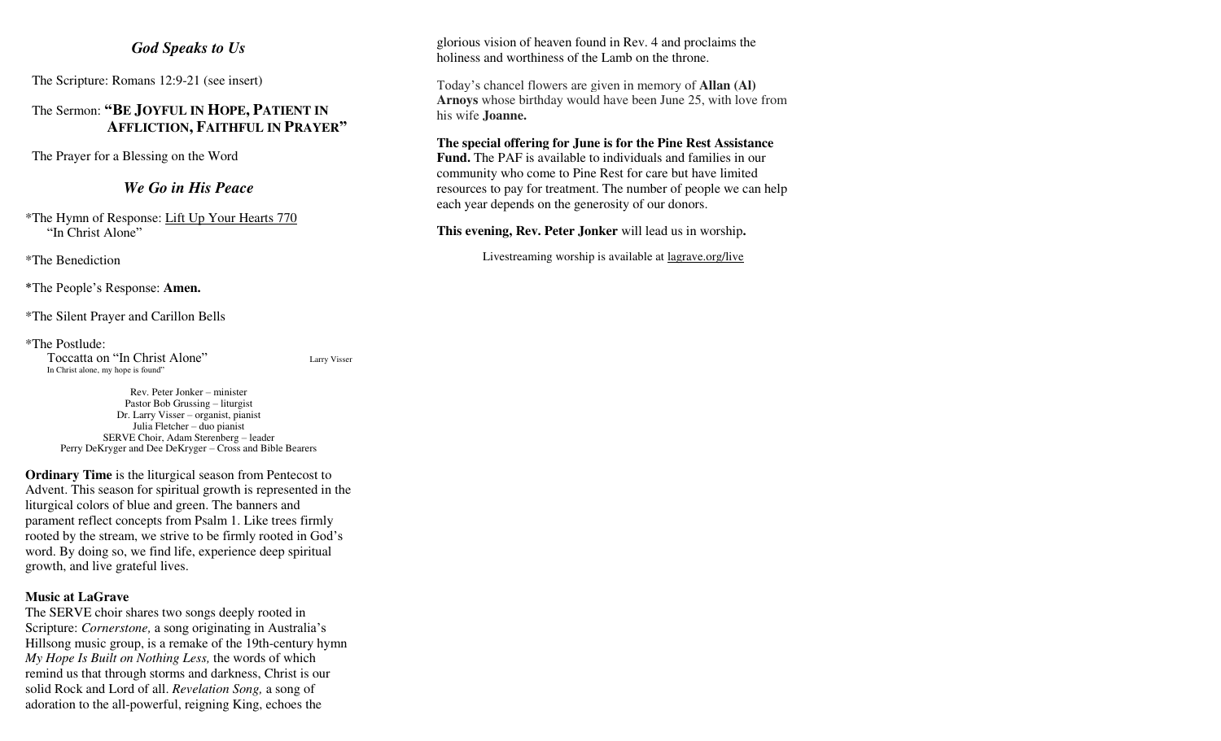## *God Speaks to Us*

The Scripture: Romans 12:9-21 (see insert)

The Sermon: **"BE JOYFUL IN HOPE, PATIENT IN AFFLICTION, FAITHFUL IN PRAYER"**

The Prayer for a Blessing on the Word

## *We Go in His Peace*

*The Hymn of Response: Lift Up Your Hearts 770
"In Christ Alone"

*The Benediction

*The People's Response: **Amen.**

*The Silent Prayer and Carillon Bells

*The Postlude:
Toccatta on "In Christ Alone" — Larry Visser
In Christ alone, my hope is found"

Rev. Peter Jonker – minister
Pastor Bob Grussing – liturgist
Dr. Larry Visser – organist, pianist
Julia Fletcher – duo pianist
SERVE Choir, Adam Sterenberg – leader
Perry DeKryger and Dee DeKryger – Cross and Bible Bearers

**Ordinary Time** is the liturgical season from Pentecost to Advent. This season for spiritual growth is represented in the liturgical colors of blue and green. The banners and parament reflect concepts from Psalm 1. Like trees firmly rooted by the stream, we strive to be firmly rooted in God's word. By doing so, we find life, experience deep spiritual growth, and live grateful lives.

**Music at LaGrave**
The SERVE choir shares two songs deeply rooted in Scripture: *Cornerstone,* a song originating in Australia's Hillsong music group, is a remake of the 19th-century hymn *My Hope Is Built on Nothing Less,* the words of which remind us that through storms and darkness, Christ is our solid Rock and Lord of all. *Revelation Song,* a song of adoration to the all-powerful, reigning King, echoes the glorious vision of heaven found in Rev. 4 and proclaims the holiness and worthiness of the Lamb on the throne.

Today's chancel flowers are given in memory of **Allan (Al) Arnoys** whose birthday would have been June 25, with love from his wife **Joanne.**

**The special offering for June is for the Pine Rest Assistance Fund.** The PAF is available to individuals and families in our community who come to Pine Rest for care but have limited resources to pay for treatment. The number of people we can help each year depends on the generosity of our donors.

**This evening, Rev. Peter Jonker** will lead us in worship**.**

Livestreaming worship is available at lagrave.org/live